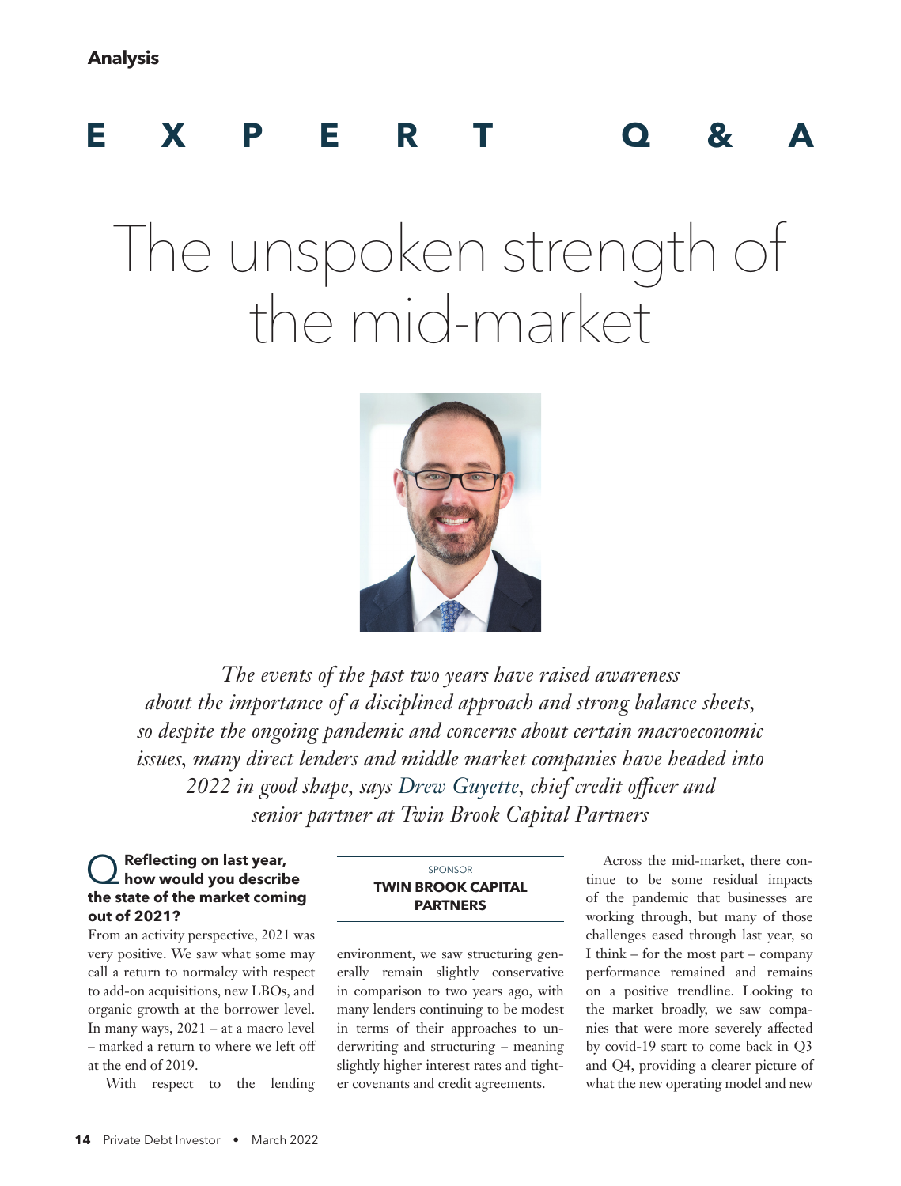Analysis

# EXPERT Q&A

# The unspoken strength of the mid-market

*The events of the past two years have raised awareness about the importance of a disciplined approach and strong balance sheets, so despite the ongoing pandemic and concerns about certain macroeconomic issues, many direct lenders and middle market companies have headed into 2022 in good shape, says Drew Guyette, chief credit officer and senior partner at Twin Brook Capital Partners*

SPONSOR
**TWIN BROOK CAPITAL PARTNERS**

**Q Reflecting on last year, how would you describe the state of the market coming out of 2021?**

From an activity perspective, 2021 was very positive. We saw what some may call a return to normalcy with respect to add-on acquisitions, new LBOs, and organic growth at the borrower level. In many ways, 2021 – at a macro level – marked a return to where we left off at the end of 2019.

With respect to the lending environment, we saw structuring generally remain slightly conservative in comparison to two years ago, with many lenders continuing to be modest in terms of their approaches to underwriting and structuring – meaning slightly higher interest rates and tighter covenants and credit agreements.

Across the mid-market, there continue to be some residual impacts of the pandemic that businesses are working through, but many of those challenges eased through last year, so I think – for the most part – company performance remained and remains on a positive trendline. Looking to the market broadly, we saw companies that were more severely affected by covid-19 start to come back in Q3 and Q4, providing a clearer picture of what the new operating model and new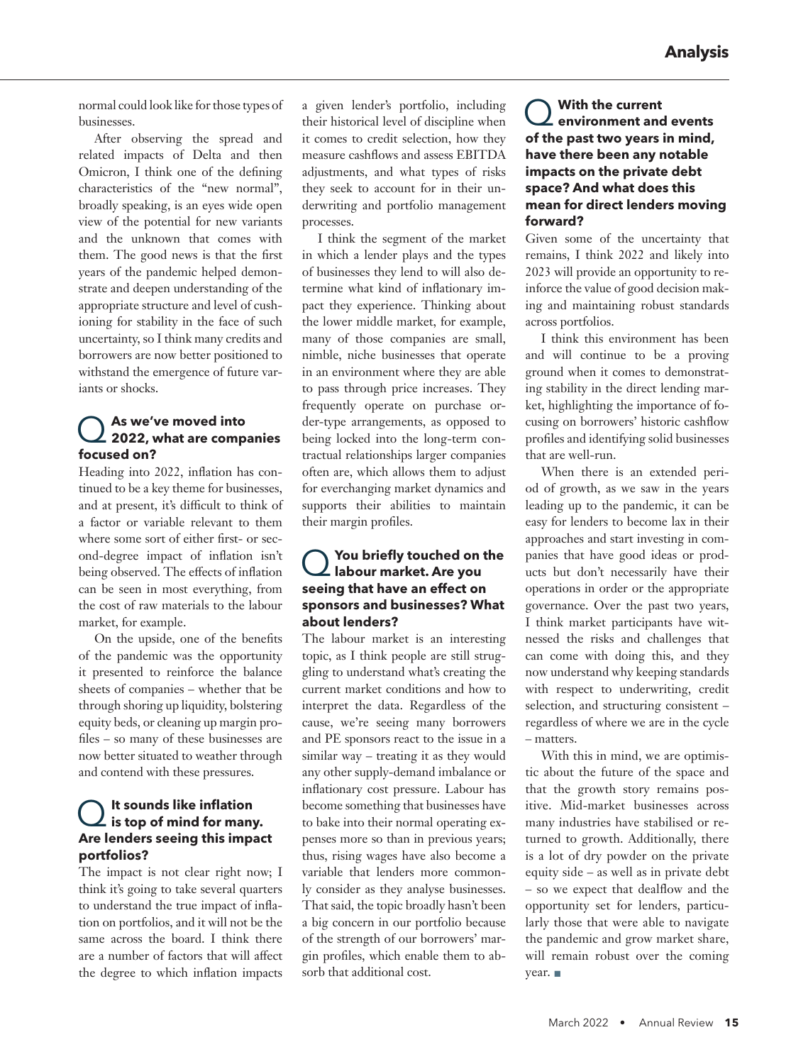normal could look like for those types of businesses.

After observing the spread and related impacts of Delta and then Omicron, I think one of the defining characteristics of the "new normal", broadly speaking, is an eyes wide open view of the potential for new variants and the unknown that comes with them. The good news is that the first years of the pandemic helped demonstrate and deepen understanding of the appropriate structure and level of cushioning for stability in the face of such uncertainty, so I think many credits and borrowers are now better positioned to withstand the emergence of future variants or shocks.

### Q As we've moved into 2022, what are companies focused on?

Heading into 2022, inflation has continued to be a key theme for businesses, and at present, it's difficult to think of a factor or variable relevant to them where some sort of either first- or second-degree impact of inflation isn't being observed. The effects of inflation can be seen in most everything, from the cost of raw materials to the labour market, for example.

On the upside, one of the benefits of the pandemic was the opportunity it presented to reinforce the balance sheets of companies – whether that be through shoring up liquidity, bolstering equity beds, or cleaning up margin profiles – so many of these businesses are now better situated to weather through and contend with these pressures.

### Q It sounds like inflation is top of mind for many. Are lenders seeing this impact portfolios?

The impact is not clear right now; I think it's going to take several quarters to understand the true impact of inflation on portfolios, and it will not be the same across the board. I think there are a number of factors that will affect the degree to which inflation impacts a given lender's portfolio, including their historical level of discipline when it comes to credit selection, how they measure cashflows and assess EBITDA adjustments, and what types of risks they seek to account for in their underwriting and portfolio management processes.

I think the segment of the market in which a lender plays and the types of businesses they lend to will also determine what kind of inflationary impact they experience. Thinking about the lower middle market, for example, many of those companies are small, nimble, niche businesses that operate in an environment where they are able to pass through price increases. They frequently operate on purchase order-type arrangements, as opposed to being locked into the long-term contractual relationships larger companies often are, which allows them to adjust for everchanging market dynamics and supports their abilities to maintain their margin profiles.

### Q You briefly touched on the labour market. Are you seeing that have an effect on sponsors and businesses? What about lenders?

The labour market is an interesting topic, as I think people are still struggling to understand what's creating the current market conditions and how to interpret the data. Regardless of the cause, we're seeing many borrowers and PE sponsors react to the issue in a similar way – treating it as they would any other supply-demand imbalance or inflationary cost pressure. Labour has become something that businesses have to bake into their normal operating expenses more so than in previous years; thus, rising wages have also become a variable that lenders more commonly consider as they analyse businesses. That said, the topic broadly hasn't been a big concern in our portfolio because of the strength of our borrowers' margin profiles, which enable them to absorb that additional cost.

### Q With the current environment and events of the past two years in mind, have there been any notable impacts on the private debt space? And what does this mean for direct lenders moving forward?

Given some of the uncertainty that remains, I think 2022 and likely into 2023 will provide an opportunity to reinforce the value of good decision making and maintaining robust standards across portfolios.

I think this environment has been and will continue to be a proving ground when it comes to demonstrating stability in the direct lending market, highlighting the importance of focusing on borrowers' historic cashflow profiles and identifying solid businesses that are well-run.

When there is an extended period of growth, as we saw in the years leading up to the pandemic, it can be easy for lenders to become lax in their approaches and start investing in companies that have good ideas or products but don't necessarily have their operations in order or the appropriate governance. Over the past two years, I think market participants have witnessed the risks and challenges that can come with doing this, and they now understand why keeping standards with respect to underwriting, credit selection, and structuring consistent – regardless of where we are in the cycle – matters.

With this in mind, we are optimistic about the future of the space and that the growth story remains positive. Mid-market businesses across many industries have stabilised or returned to growth. Additionally, there is a lot of dry powder on the private equity side – as well as in private debt – so we expect that dealflow and the opportunity set for lenders, particularly those that were able to navigate the pandemic and grow market share, will remain robust over the coming year. ■